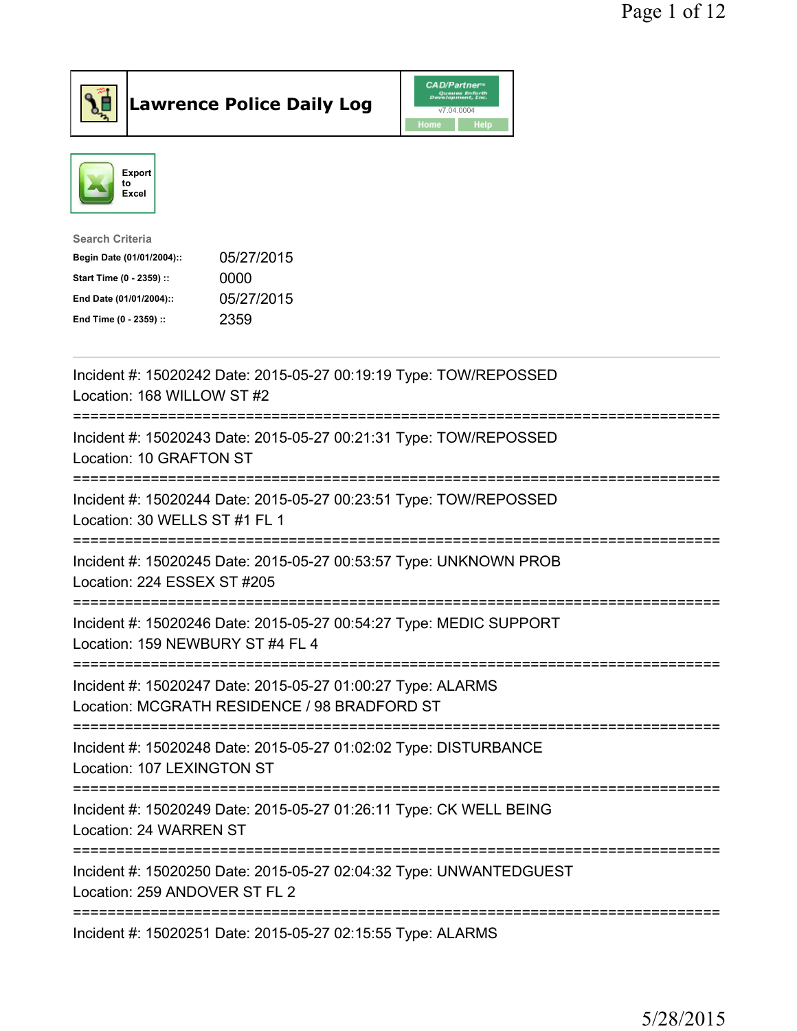# Lawrence Police Daily Log

CAD/Partner v7.04.0004
Home Help

Export to Excel

**Search Criteria**

| | |
|---|---|
| **Begin Date (01/01/2004)::** | 05/27/2015 |
| **Start Time (0 - 2359) ::** | 0000 |
| **End Date (01/01/2004)::** | 05/27/2015 |
| **End Time (0 - 2359) ::** | 2359 |

---

Incident #: 15020242 Date: 2015-05-27 00:19:19 Type: TOW/REPOSSED
Location: 168 WILLOW ST #2

===========================================================================

Incident #: 15020243 Date: 2015-05-27 00:21:31 Type: TOW/REPOSSED
Location: 10 GRAFTON ST

===========================================================================

Incident #: 15020244 Date: 2015-05-27 00:23:51 Type: TOW/REPOSSED
Location: 30 WELLS ST #1 FL 1

===========================================================================

Incident #: 15020245 Date: 2015-05-27 00:53:57 Type: UNKNOWN PROB
Location: 224 ESSEX ST #205

===========================================================================

Incident #: 15020246 Date: 2015-05-27 00:54:27 Type: MEDIC SUPPORT
Location: 159 NEWBURY ST #4 FL 4

===========================================================================

Incident #: 15020247 Date: 2015-05-27 01:00:27 Type: ALARMS
Location: MCGRATH RESIDENCE / 98 BRADFORD ST

===========================================================================

Incident #: 15020248 Date: 2015-05-27 01:02:02 Type: DISTURBANCE
Location: 107 LEXINGTON ST

===========================================================================

Incident #: 15020249 Date: 2015-05-27 01:26:11 Type: CK WELL BEING
Location: 24 WARREN ST

===========================================================================

Incident #: 15020250 Date: 2015-05-27 02:04:32 Type: UNWANTEDGUEST
Location: 259 ANDOVER ST FL 2

===========================================================================

Incident #: 15020251 Date: 2015-05-27 02:15:55 Type: ALARMS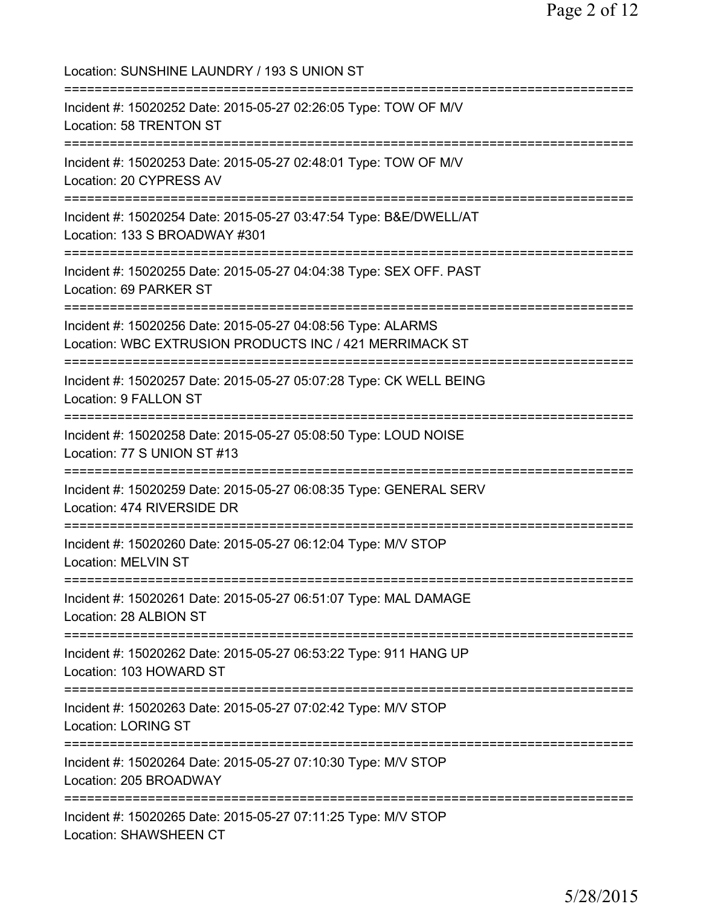Location: SUNSHINE LAUNDRY / 193 S UNION ST

===========================================================================

Incident #: 15020252 Date: 2015-05-27 02:26:05 Type: TOW OF M/V
Location: 58 TRENTON ST

===========================================================================

Incident #: 15020253 Date: 2015-05-27 02:48:01 Type: TOW OF M/V
Location: 20 CYPRESS AV

===========================================================================

Incident #: 15020254 Date: 2015-05-27 03:47:54 Type: B&E/DWELL/AT
Location: 133 S BROADWAY #301

===========================================================================

Incident #: 15020255 Date: 2015-05-27 04:04:38 Type: SEX OFF. PAST
Location: 69 PARKER ST

===========================================================================

Incident #: 15020256 Date: 2015-05-27 04:08:56 Type: ALARMS
Location: WBC EXTRUSION PRODUCTS INC / 421 MERRIMACK ST

===========================================================================

Incident #: 15020257 Date: 2015-05-27 05:07:28 Type: CK WELL BEING
Location: 9 FALLON ST

===========================================================================

Incident #: 15020258 Date: 2015-05-27 05:08:50 Type: LOUD NOISE
Location: 77 S UNION ST #13

===========================================================================

Incident #: 15020259 Date: 2015-05-27 06:08:35 Type: GENERAL SERV
Location: 474 RIVERSIDE DR

===========================================================================

Incident #: 15020260 Date: 2015-05-27 06:12:04 Type: M/V STOP
Location: MELVIN ST

===========================================================================

Incident #: 15020261 Date: 2015-05-27 06:51:07 Type: MAL DAMAGE
Location: 28 ALBION ST

===========================================================================

Incident #: 15020262 Date: 2015-05-27 06:53:22 Type: 911 HANG UP
Location: 103 HOWARD ST

===========================================================================

Incident #: 15020263 Date: 2015-05-27 07:02:42 Type: M/V STOP
Location: LORING ST

===========================================================================

Incident #: 15020264 Date: 2015-05-27 07:10:30 Type: M/V STOP
Location: 205 BROADWAY

===========================================================================

Incident #: 15020265 Date: 2015-05-27 07:11:25 Type: M/V STOP
Location: SHAWSHEEN CT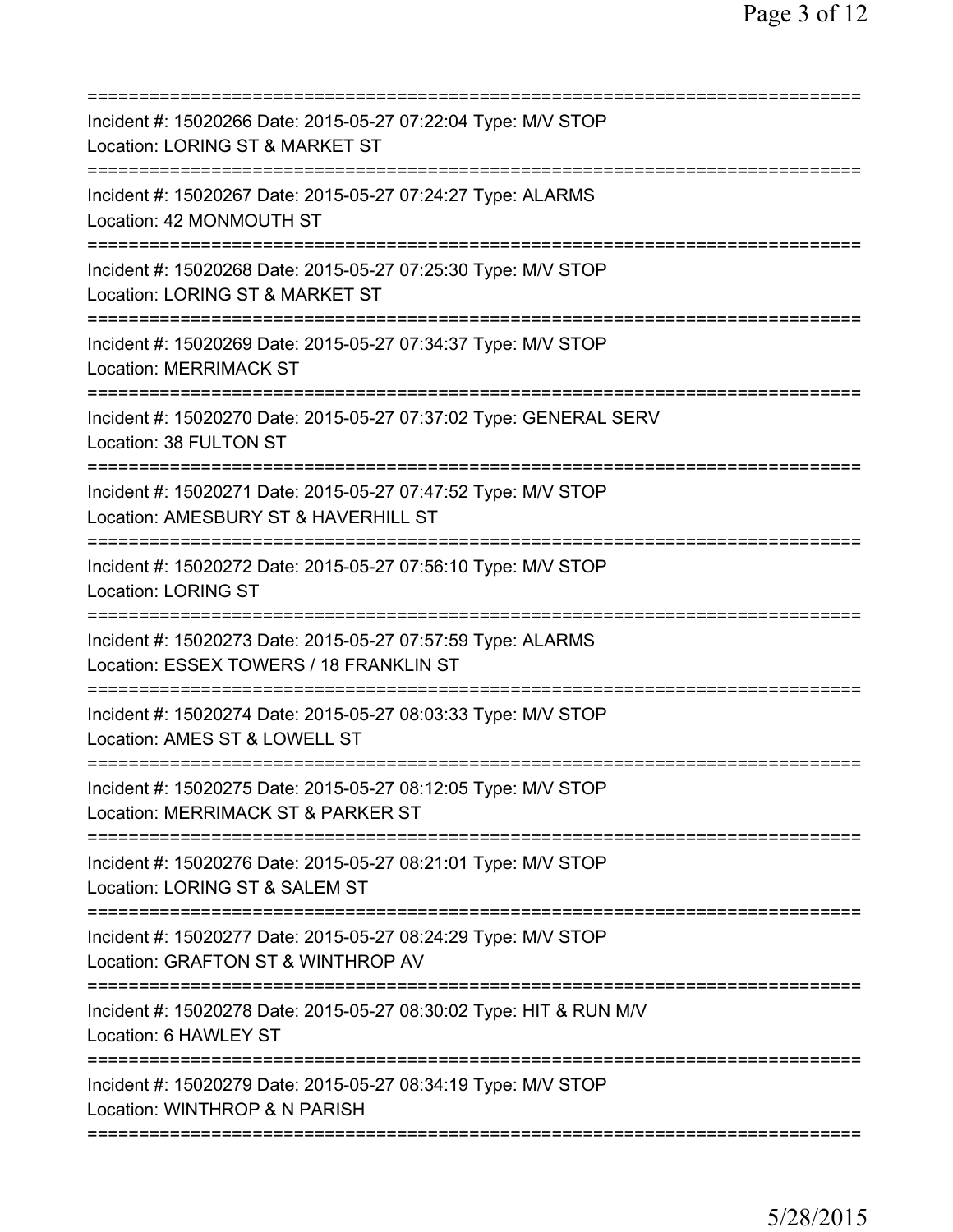===========================================================================
Incident #: 15020266 Date: 2015-05-27 07:22:04 Type: M/V STOP
Location: LORING ST & MARKET ST
===========================================================================
Incident #: 15020267 Date: 2015-05-27 07:24:27 Type: ALARMS
Location: 42 MONMOUTH ST
===========================================================================
Incident #: 15020268 Date: 2015-05-27 07:25:30 Type: M/V STOP
Location: LORING ST & MARKET ST
===========================================================================
Incident #: 15020269 Date: 2015-05-27 07:34:37 Type: M/V STOP
Location: MERRIMACK ST
===========================================================================
Incident #: 15020270 Date: 2015-05-27 07:37:02 Type: GENERAL SERV
Location: 38 FULTON ST
===========================================================================
Incident #: 15020271 Date: 2015-05-27 07:47:52 Type: M/V STOP
Location: AMESBURY ST & HAVERHILL ST
===========================================================================
Incident #: 15020272 Date: 2015-05-27 07:56:10 Type: M/V STOP
Location: LORING ST
===========================================================================
Incident #: 15020273 Date: 2015-05-27 07:57:59 Type: ALARMS
Location: ESSEX TOWERS / 18 FRANKLIN ST
===========================================================================
Incident #: 15020274 Date: 2015-05-27 08:03:33 Type: M/V STOP
Location: AMES ST & LOWELL ST
===========================================================================
Incident #: 15020275 Date: 2015-05-27 08:12:05 Type: M/V STOP
Location: MERRIMACK ST & PARKER ST
===========================================================================
Incident #: 15020276 Date: 2015-05-27 08:21:01 Type: M/V STOP
Location: LORING ST & SALEM ST
===========================================================================
Incident #: 15020277 Date: 2015-05-27 08:24:29 Type: M/V STOP
Location: GRAFTON ST & WINTHROP AV
===========================================================================
Incident #: 15020278 Date: 2015-05-27 08:30:02 Type: HIT & RUN M/V
Location: 6 HAWLEY ST
===========================================================================
Incident #: 15020279 Date: 2015-05-27 08:34:19 Type: M/V STOP
Location: WINTHROP & N PARISH
===========================================================================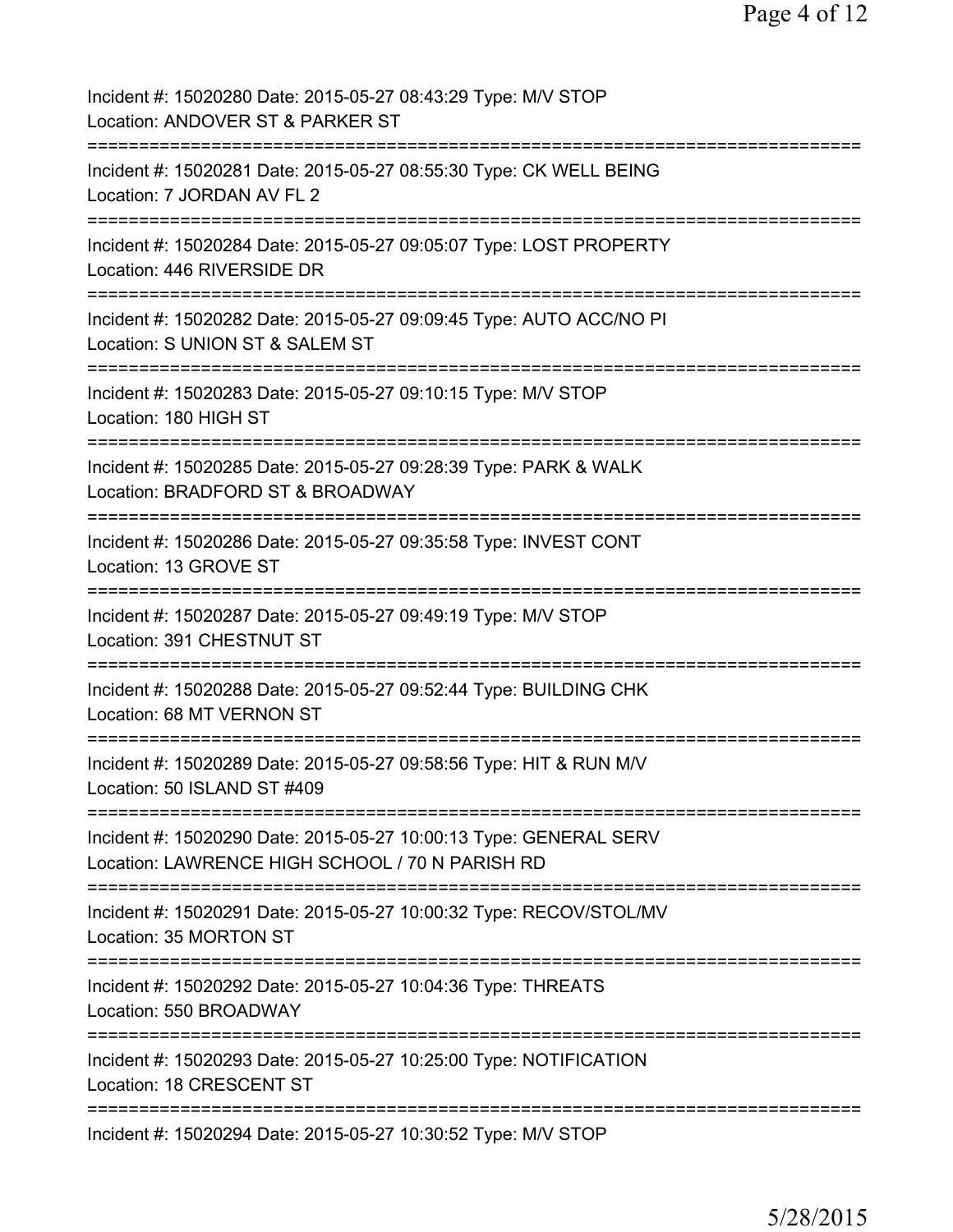Incident #: 15020280 Date: 2015-05-27 08:43:29 Type: M/V STOP
Location: ANDOVER ST & PARKER ST

===========================================================================

Incident #: 15020281 Date: 2015-05-27 08:55:30 Type: CK WELL BEING
Location: 7 JORDAN AV FL 2

===========================================================================

Incident #: 15020284 Date: 2015-05-27 09:05:07 Type: LOST PROPERTY
Location: 446 RIVERSIDE DR

===========================================================================

Incident #: 15020282 Date: 2015-05-27 09:09:45 Type: AUTO ACC/NO PI
Location: S UNION ST & SALEM ST

===========================================================================

Incident #: 15020283 Date: 2015-05-27 09:10:15 Type: M/V STOP
Location: 180 HIGH ST

===========================================================================

Incident #: 15020285 Date: 2015-05-27 09:28:39 Type: PARK & WALK
Location: BRADFORD ST & BROADWAY

===========================================================================

Incident #: 15020286 Date: 2015-05-27 09:35:58 Type: INVEST CONT
Location: 13 GROVE ST

===========================================================================

Incident #: 15020287 Date: 2015-05-27 09:49:19 Type: M/V STOP
Location: 391 CHESTNUT ST

===========================================================================

Incident #: 15020288 Date: 2015-05-27 09:52:44 Type: BUILDING CHK
Location: 68 MT VERNON ST

===========================================================================

Incident #: 15020289 Date: 2015-05-27 09:58:56 Type: HIT & RUN M/V
Location: 50 ISLAND ST #409

===========================================================================

Incident #: 15020290 Date: 2015-05-27 10:00:13 Type: GENERAL SERV
Location: LAWRENCE HIGH SCHOOL / 70 N PARISH RD

===========================================================================

Incident #: 15020291 Date: 2015-05-27 10:00:32 Type: RECOV/STOL/MV
Location: 35 MORTON ST

===========================================================================

Incident #: 15020292 Date: 2015-05-27 10:04:36 Type: THREATS
Location: 550 BROADWAY

===========================================================================

Incident #: 15020293 Date: 2015-05-27 10:25:00 Type: NOTIFICATION
Location: 18 CRESCENT ST

===========================================================================

Incident #: 15020294 Date: 2015-05-27 10:30:52 Type: M/V STOP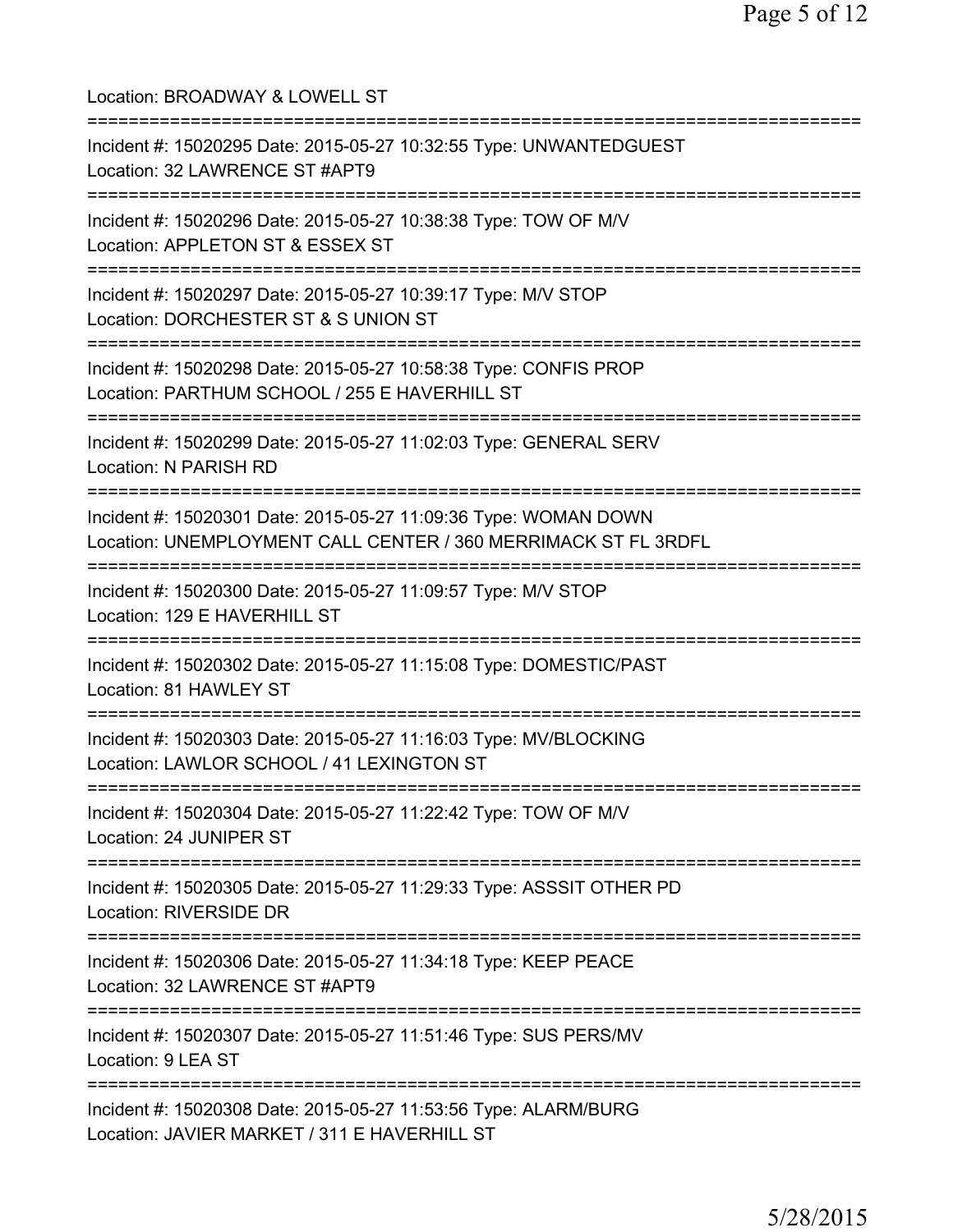Location: BROADWAY & LOWELL ST

===========================================================================

Incident #: 15020295 Date: 2015-05-27 10:32:55 Type: UNWANTEDGUEST
Location: 32 LAWRENCE ST #APT9

===========================================================================

Incident #: 15020296 Date: 2015-05-27 10:38:38 Type: TOW OF M/V
Location: APPLETON ST & ESSEX ST

===========================================================================

Incident #: 15020297 Date: 2015-05-27 10:39:17 Type: M/V STOP
Location: DORCHESTER ST & S UNION ST

===========================================================================

Incident #: 15020298 Date: 2015-05-27 10:58:38 Type: CONFIS PROP
Location: PARTHUM SCHOOL / 255 E HAVERHILL ST

===========================================================================

Incident #: 15020299 Date: 2015-05-27 11:02:03 Type: GENERAL SERV
Location: N PARISH RD

===========================================================================

Incident #: 15020301 Date: 2015-05-27 11:09:36 Type: WOMAN DOWN
Location: UNEMPLOYMENT CALL CENTER / 360 MERRIMACK ST FL 3RDFL

===========================================================================

Incident #: 15020300 Date: 2015-05-27 11:09:57 Type: M/V STOP
Location: 129 E HAVERHILL ST

===========================================================================

Incident #: 15020302 Date: 2015-05-27 11:15:08 Type: DOMESTIC/PAST
Location: 81 HAWLEY ST

===========================================================================

Incident #: 15020303 Date: 2015-05-27 11:16:03 Type: MV/BLOCKING
Location: LAWLOR SCHOOL / 41 LEXINGTON ST

===========================================================================

Incident #: 15020304 Date: 2015-05-27 11:22:42 Type: TOW OF M/V
Location: 24 JUNIPER ST

===========================================================================

Incident #: 15020305 Date: 2015-05-27 11:29:33 Type: ASSSIT OTHER PD
Location: RIVERSIDE DR

===========================================================================

Incident #: 15020306 Date: 2015-05-27 11:34:18 Type: KEEP PEACE
Location: 32 LAWRENCE ST #APT9

===========================================================================

Incident #: 15020307 Date: 2015-05-27 11:51:46 Type: SUS PERS/MV
Location: 9 LEA ST

===========================================================================

Incident #: 15020308 Date: 2015-05-27 11:53:56 Type: ALARM/BURG
Location: JAVIER MARKET / 311 E HAVERHILL ST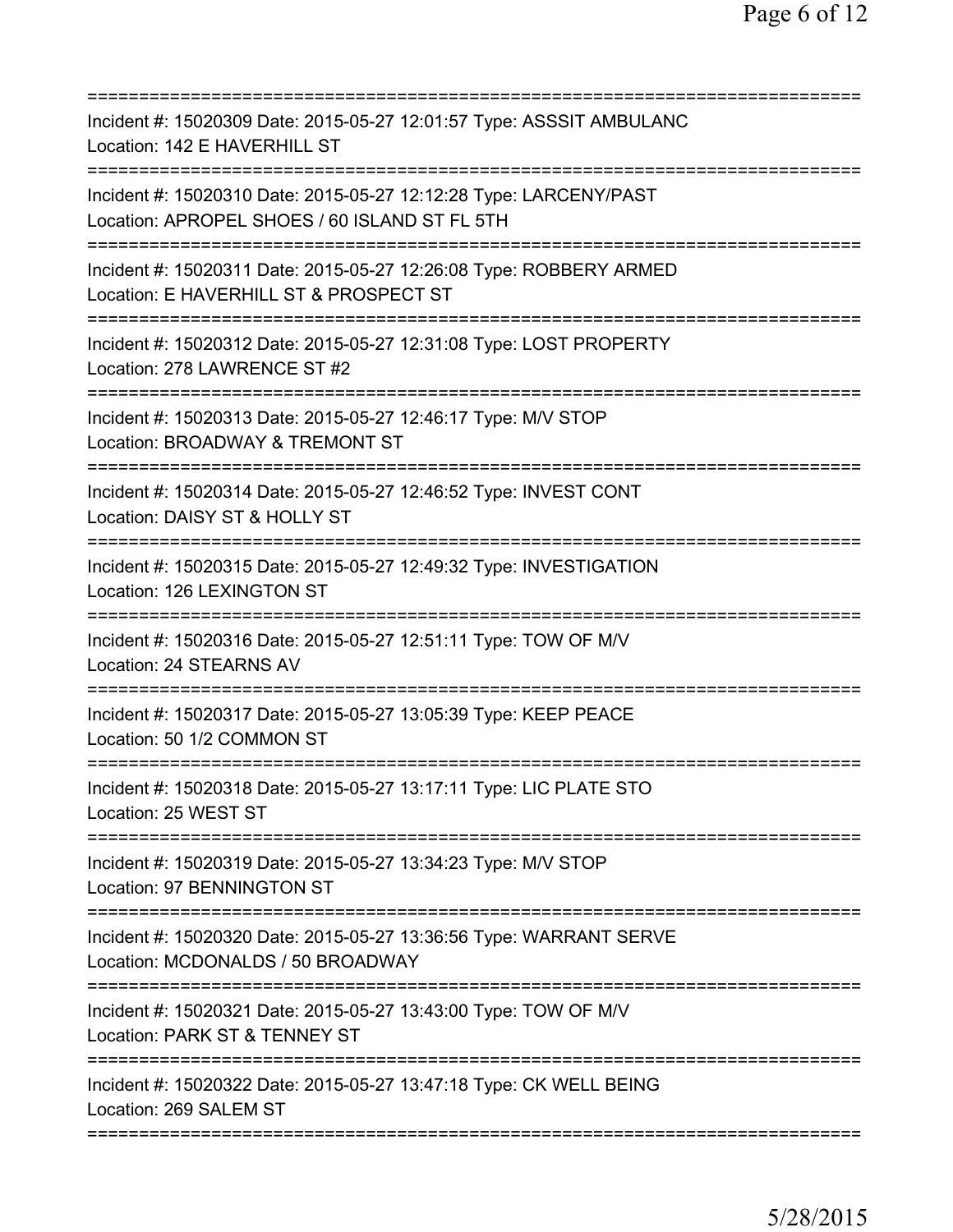===========================================================================
Incident #: 15020309 Date: 2015-05-27 12:01:57 Type: ASSSIT AMBULANC
Location: 142 E HAVERHILL ST
===========================================================================
Incident #: 15020310 Date: 2015-05-27 12:12:28 Type: LARCENY/PAST
Location: APROPEL SHOES / 60 ISLAND ST FL 5TH
===========================================================================
Incident #: 15020311 Date: 2015-05-27 12:26:08 Type: ROBBERY ARMED
Location: E HAVERHILL ST & PROSPECT ST
===========================================================================
Incident #: 15020312 Date: 2015-05-27 12:31:08 Type: LOST PROPERTY
Location: 278 LAWRENCE ST #2
===========================================================================
Incident #: 15020313 Date: 2015-05-27 12:46:17 Type: M/V STOP
Location: BROADWAY & TREMONT ST
===========================================================================
Incident #: 15020314 Date: 2015-05-27 12:46:52 Type: INVEST CONT
Location: DAISY ST & HOLLY ST
===========================================================================
Incident #: 15020315 Date: 2015-05-27 12:49:32 Type: INVESTIGATION
Location: 126 LEXINGTON ST
===========================================================================
Incident #: 15020316 Date: 2015-05-27 12:51:11 Type: TOW OF M/V
Location: 24 STEARNS AV
===========================================================================
Incident #: 15020317 Date: 2015-05-27 13:05:39 Type: KEEP PEACE
Location: 50 1/2 COMMON ST
===========================================================================
Incident #: 15020318 Date: 2015-05-27 13:17:11 Type: LIC PLATE STO
Location: 25 WEST ST
===========================================================================
Incident #: 15020319 Date: 2015-05-27 13:34:23 Type: M/V STOP
Location: 97 BENNINGTON ST
===========================================================================
Incident #: 15020320 Date: 2015-05-27 13:36:56 Type: WARRANT SERVE
Location: MCDONALDS / 50 BROADWAY
===========================================================================
Incident #: 15020321 Date: 2015-05-27 13:43:00 Type: TOW OF M/V
Location: PARK ST & TENNEY ST
===========================================================================
Incident #: 15020322 Date: 2015-05-27 13:47:18 Type: CK WELL BEING
Location: 269 SALEM ST
===========================================================================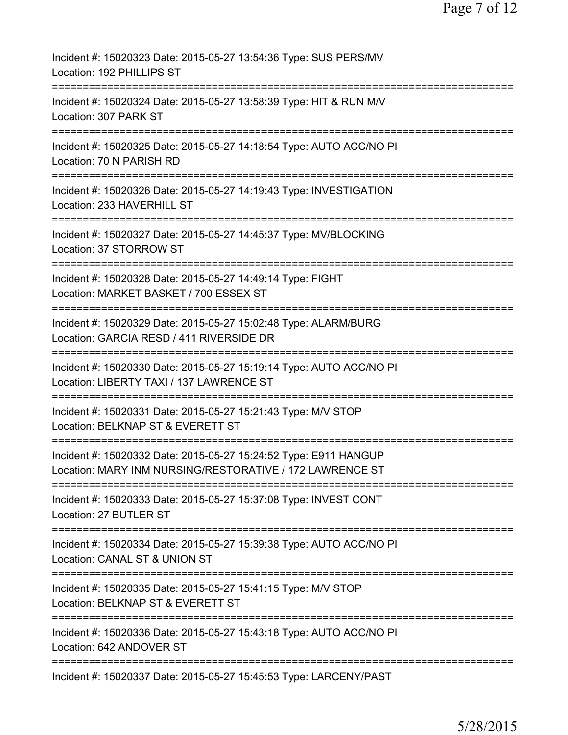Incident #: 15020323 Date: 2015-05-27 13:54:36 Type: SUS PERS/MV
Location: 192 PHILLIPS ST

===========================================================================

Incident #: 15020324 Date: 2015-05-27 13:58:39 Type: HIT & RUN M/V
Location: 307 PARK ST

===========================================================================

Incident #: 15020325 Date: 2015-05-27 14:18:54 Type: AUTO ACC/NO PI
Location: 70 N PARISH RD

===========================================================================

Incident #: 15020326 Date: 2015-05-27 14:19:43 Type: INVESTIGATION
Location: 233 HAVERHILL ST

===========================================================================

Incident #: 15020327 Date: 2015-05-27 14:45:37 Type: MV/BLOCKING
Location: 37 STORROW ST

===========================================================================

Incident #: 15020328 Date: 2015-05-27 14:49:14 Type: FIGHT
Location: MARKET BASKET / 700 ESSEX ST

===========================================================================

Incident #: 15020329 Date: 2015-05-27 15:02:48 Type: ALARM/BURG
Location: GARCIA RESD / 411 RIVERSIDE DR

===========================================================================

Incident #: 15020330 Date: 2015-05-27 15:19:14 Type: AUTO ACC/NO PI
Location: LIBERTY TAXI / 137 LAWRENCE ST

===========================================================================

Incident #: 15020331 Date: 2015-05-27 15:21:43 Type: M/V STOP
Location: BELKNAP ST & EVERETT ST

===========================================================================

Incident #: 15020332 Date: 2015-05-27 15:24:52 Type: E911 HANGUP
Location: MARY INM NURSING/RESTORATIVE / 172 LAWRENCE ST

===========================================================================

Incident #: 15020333 Date: 2015-05-27 15:37:08 Type: INVEST CONT
Location: 27 BUTLER ST

===========================================================================

Incident #: 15020334 Date: 2015-05-27 15:39:38 Type: AUTO ACC/NO PI
Location: CANAL ST & UNION ST

===========================================================================

Incident #: 15020335 Date: 2015-05-27 15:41:15 Type: M/V STOP
Location: BELKNAP ST & EVERETT ST

===========================================================================

Incident #: 15020336 Date: 2015-05-27 15:43:18 Type: AUTO ACC/NO PI
Location: 642 ANDOVER ST

===========================================================================

Incident #: 15020337 Date: 2015-05-27 15:45:53 Type: LARCENY/PAST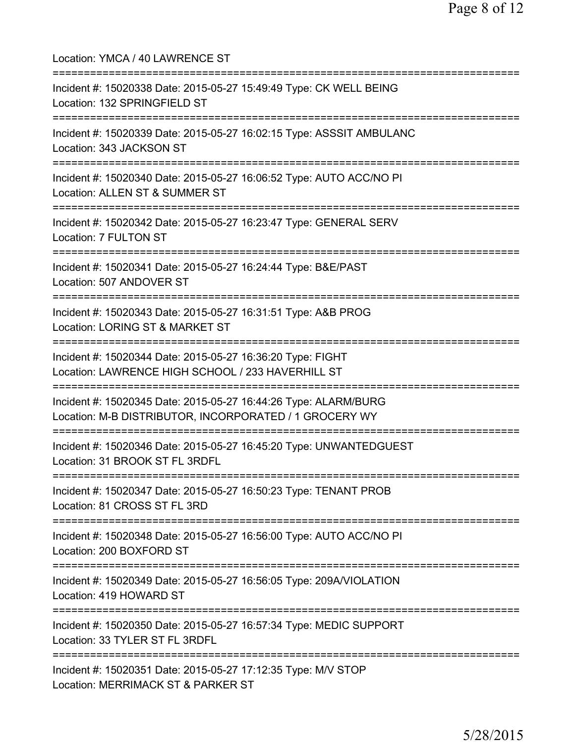Location: YMCA / 40 LAWRENCE ST

===========================================================================

Incident #: 15020338 Date: 2015-05-27 15:49:49 Type: CK WELL BEING
Location: 132 SPRINGFIELD ST

===========================================================================

Incident #: 15020339 Date: 2015-05-27 16:02:15 Type: ASSSIT AMBULANC
Location: 343 JACKSON ST

===========================================================================

Incident #: 15020340 Date: 2015-05-27 16:06:52 Type: AUTO ACC/NO PI
Location: ALLEN ST & SUMMER ST

===========================================================================

Incident #: 15020342 Date: 2015-05-27 16:23:47 Type: GENERAL SERV
Location: 7 FULTON ST

===========================================================================

Incident #: 15020341 Date: 2015-05-27 16:24:44 Type: B&E/PAST
Location: 507 ANDOVER ST

===========================================================================

Incident #: 15020343 Date: 2015-05-27 16:31:51 Type: A&B PROG
Location: LORING ST & MARKET ST

===========================================================================

Incident #: 15020344 Date: 2015-05-27 16:36:20 Type: FIGHT
Location: LAWRENCE HIGH SCHOOL / 233 HAVERHILL ST

===========================================================================

Incident #: 15020345 Date: 2015-05-27 16:44:26 Type: ALARM/BURG
Location: M-B DISTRIBUTOR, INCORPORATED / 1 GROCERY WY

===========================================================================

Incident #: 15020346 Date: 2015-05-27 16:45:20 Type: UNWANTEDGUEST
Location: 31 BROOK ST FL 3RDFL

===========================================================================

Incident #: 15020347 Date: 2015-05-27 16:50:23 Type: TENANT PROB
Location: 81 CROSS ST FL 3RD

===========================================================================

Incident #: 15020348 Date: 2015-05-27 16:56:00 Type: AUTO ACC/NO PI
Location: 200 BOXFORD ST

===========================================================================

Incident #: 15020349 Date: 2015-05-27 16:56:05 Type: 209A/VIOLATION
Location: 419 HOWARD ST

===========================================================================

Incident #: 15020350 Date: 2015-05-27 16:57:34 Type: MEDIC SUPPORT
Location: 33 TYLER ST FL 3RDFL

===========================================================================

Incident #: 15020351 Date: 2015-05-27 17:12:35 Type: M/V STOP
Location: MERRIMACK ST & PARKER ST

5/28/2015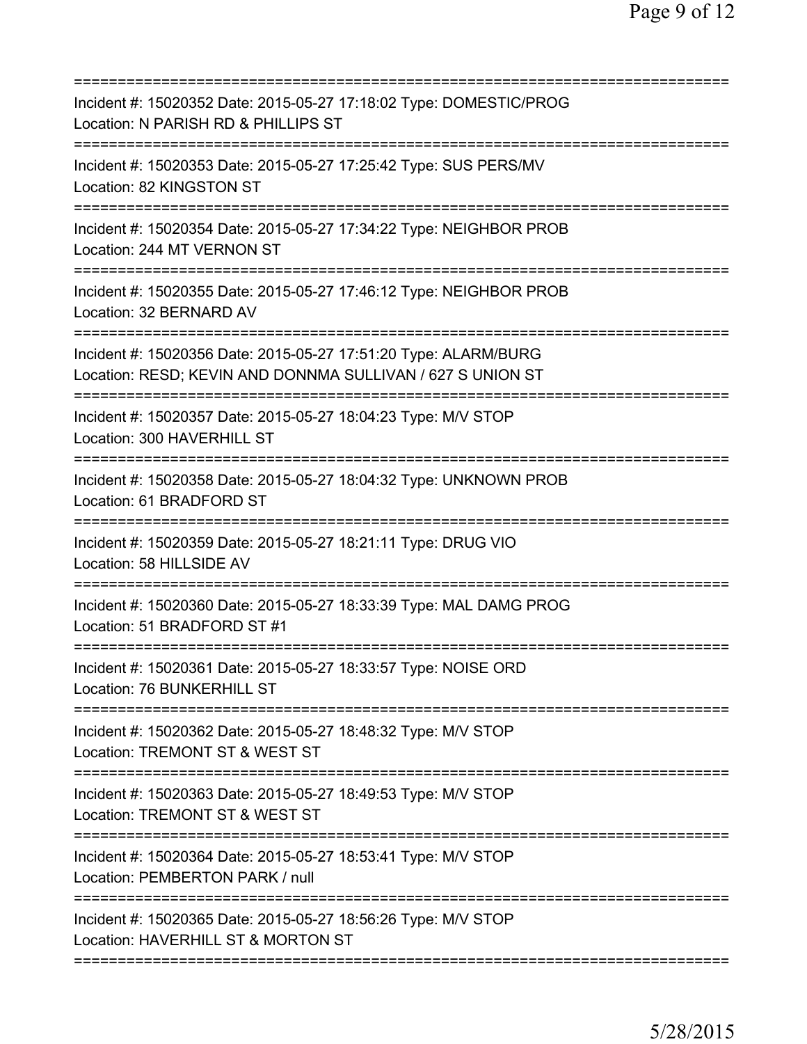===========================================================================
Incident #: 15020352 Date: 2015-05-27 17:18:02 Type: DOMESTIC/PROG
Location: N PARISH RD & PHILLIPS ST
===========================================================================
Incident #: 15020353 Date: 2015-05-27 17:25:42 Type: SUS PERS/MV
Location: 82 KINGSTON ST
===========================================================================
Incident #: 15020354 Date: 2015-05-27 17:34:22 Type: NEIGHBOR PROB
Location: 244 MT VERNON ST
===========================================================================
Incident #: 15020355 Date: 2015-05-27 17:46:12 Type: NEIGHBOR PROB
Location: 32 BERNARD AV
===========================================================================
Incident #: 15020356 Date: 2015-05-27 17:51:20 Type: ALARM/BURG
Location: RESD; KEVIN AND DONNMA SULLIVAN / 627 S UNION ST
===========================================================================
Incident #: 15020357 Date: 2015-05-27 18:04:23 Type: M/V STOP
Location: 300 HAVERHILL ST
===========================================================================
Incident #: 15020358 Date: 2015-05-27 18:04:32 Type: UNKNOWN PROB
Location: 61 BRADFORD ST
===========================================================================
Incident #: 15020359 Date: 2015-05-27 18:21:11 Type: DRUG VIO
Location: 58 HILLSIDE AV
===========================================================================
Incident #: 15020360 Date: 2015-05-27 18:33:39 Type: MAL DAMG PROG
Location: 51 BRADFORD ST #1
===========================================================================
Incident #: 15020361 Date: 2015-05-27 18:33:57 Type: NOISE ORD
Location: 76 BUNKERHILL ST
===========================================================================
Incident #: 15020362 Date: 2015-05-27 18:48:32 Type: M/V STOP
Location: TREMONT ST & WEST ST
===========================================================================
Incident #: 15020363 Date: 2015-05-27 18:49:53 Type: M/V STOP
Location: TREMONT ST & WEST ST
===========================================================================
Incident #: 15020364 Date: 2015-05-27 18:53:41 Type: M/V STOP
Location: PEMBERTON PARK / null
===========================================================================
Incident #: 15020365 Date: 2015-05-27 18:56:26 Type: M/V STOP
Location: HAVERHILL ST & MORTON ST
===========================================================================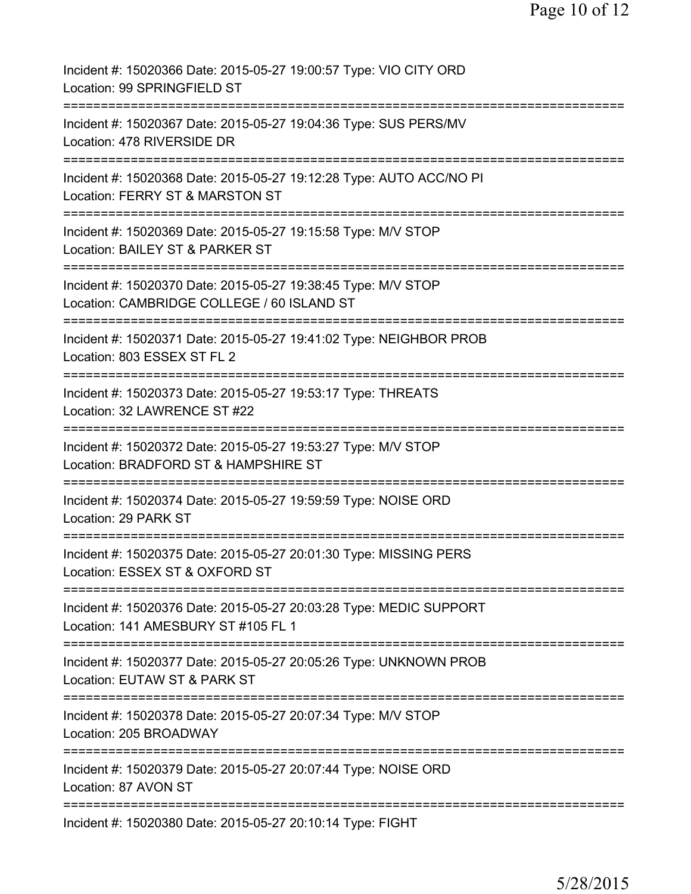Incident #: 15020366 Date: 2015-05-27 19:00:57 Type: VIO CITY ORD
Location: 99 SPRINGFIELD ST

===========================================================================

Incident #: 15020367 Date: 2015-05-27 19:04:36 Type: SUS PERS/MV
Location: 478 RIVERSIDE DR

===========================================================================

Incident #: 15020368 Date: 2015-05-27 19:12:28 Type: AUTO ACC/NO PI
Location: FERRY ST & MARSTON ST

===========================================================================

Incident #: 15020369 Date: 2015-05-27 19:15:58 Type: M/V STOP
Location: BAILEY ST & PARKER ST

===========================================================================

Incident #: 15020370 Date: 2015-05-27 19:38:45 Type: M/V STOP
Location: CAMBRIDGE COLLEGE / 60 ISLAND ST

===========================================================================

Incident #: 15020371 Date: 2015-05-27 19:41:02 Type: NEIGHBOR PROB
Location: 803 ESSEX ST FL 2

===========================================================================

Incident #: 15020373 Date: 2015-05-27 19:53:17 Type: THREATS
Location: 32 LAWRENCE ST #22

===========================================================================

Incident #: 15020372 Date: 2015-05-27 19:53:27 Type: M/V STOP
Location: BRADFORD ST & HAMPSHIRE ST

===========================================================================

Incident #: 15020374 Date: 2015-05-27 19:59:59 Type: NOISE ORD
Location: 29 PARK ST

===========================================================================

Incident #: 15020375 Date: 2015-05-27 20:01:30 Type: MISSING PERS
Location: ESSEX ST & OXFORD ST

===========================================================================

Incident #: 15020376 Date: 2015-05-27 20:03:28 Type: MEDIC SUPPORT
Location: 141 AMESBURY ST #105 FL 1

===========================================================================

Incident #: 15020377 Date: 2015-05-27 20:05:26 Type: UNKNOWN PROB
Location: EUTAW ST & PARK ST

===========================================================================

Incident #: 15020378 Date: 2015-05-27 20:07:34 Type: M/V STOP
Location: 205 BROADWAY

===========================================================================

Incident #: 15020379 Date: 2015-05-27 20:07:44 Type: NOISE ORD
Location: 87 AVON ST

===========================================================================

Incident #: 15020380 Date: 2015-05-27 20:10:14 Type: FIGHT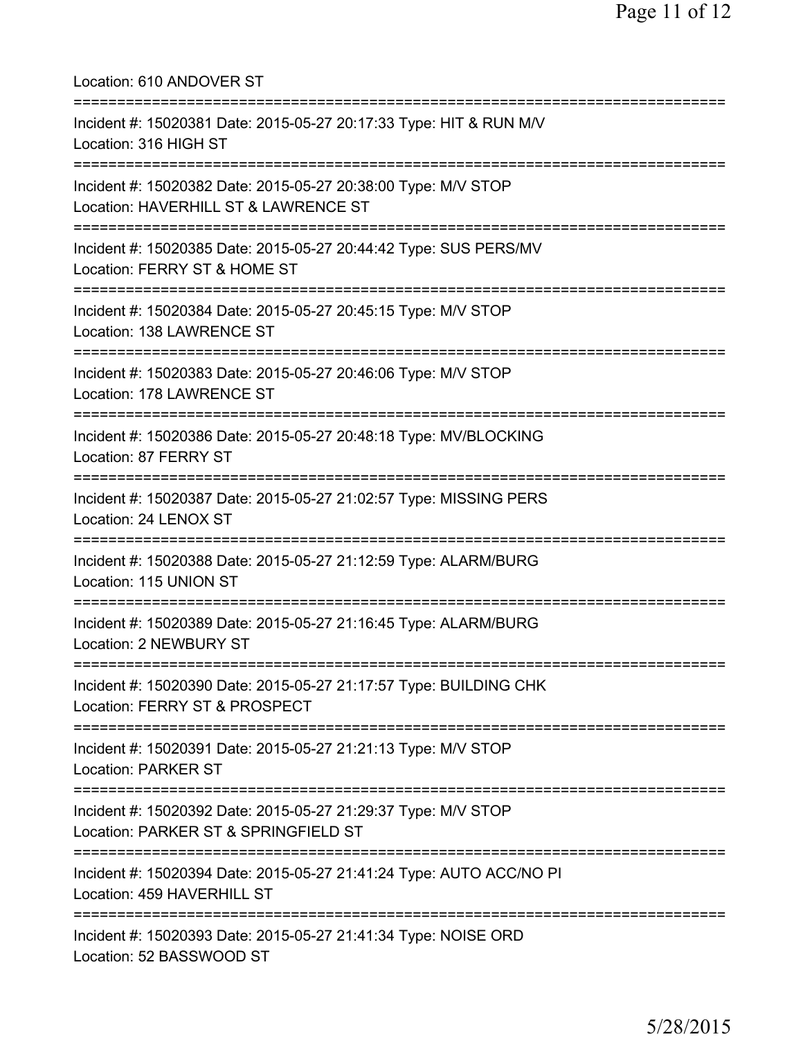Location: 610 ANDOVER ST

===========================================================================

Incident #: 15020381 Date: 2015-05-27 20:17:33 Type: HIT & RUN M/V
Location: 316 HIGH ST

===========================================================================

Incident #: 15020382 Date: 2015-05-27 20:38:00 Type: M/V STOP
Location: HAVERHILL ST & LAWRENCE ST

===========================================================================

Incident #: 15020385 Date: 2015-05-27 20:44:42 Type: SUS PERS/MV
Location: FERRY ST & HOME ST

===========================================================================

Incident #: 15020384 Date: 2015-05-27 20:45:15 Type: M/V STOP
Location: 138 LAWRENCE ST

===========================================================================

Incident #: 15020383 Date: 2015-05-27 20:46:06 Type: M/V STOP
Location: 178 LAWRENCE ST

===========================================================================

Incident #: 15020386 Date: 2015-05-27 20:48:18 Type: MV/BLOCKING
Location: 87 FERRY ST

===========================================================================

Incident #: 15020387 Date: 2015-05-27 21:02:57 Type: MISSING PERS
Location: 24 LENOX ST

===========================================================================

Incident #: 15020388 Date: 2015-05-27 21:12:59 Type: ALARM/BURG
Location: 115 UNION ST

===========================================================================

Incident #: 15020389 Date: 2015-05-27 21:16:45 Type: ALARM/BURG
Location: 2 NEWBURY ST

===========================================================================

Incident #: 15020390 Date: 2015-05-27 21:17:57 Type: BUILDING CHK
Location: FERRY ST & PROSPECT

===========================================================================

Incident #: 15020391 Date: 2015-05-27 21:21:13 Type: M/V STOP
Location: PARKER ST

===========================================================================

Incident #: 15020392 Date: 2015-05-27 21:29:37 Type: M/V STOP
Location: PARKER ST & SPRINGFIELD ST

===========================================================================

Incident #: 15020394 Date: 2015-05-27 21:41:24 Type: AUTO ACC/NO PI
Location: 459 HAVERHILL ST

===========================================================================

Incident #: 15020393 Date: 2015-05-27 21:41:34 Type: NOISE ORD
Location: 52 BASSWOOD ST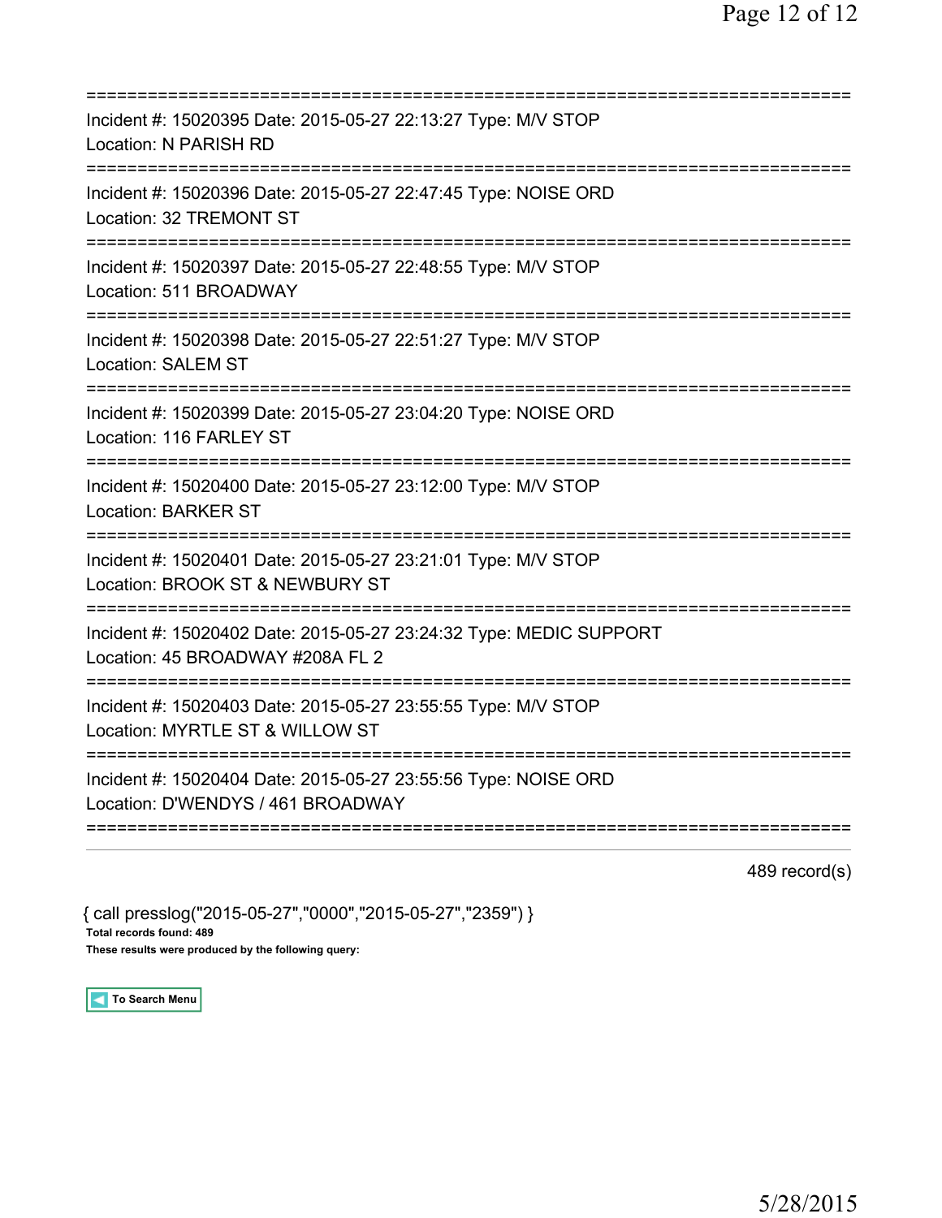===========================================================================

Incident #: 15020395 Date: 2015-05-27 22:13:27 Type: M/V STOP
Location: N PARISH RD

===========================================================================

Incident #: 15020396 Date: 2015-05-27 22:47:45 Type: NOISE ORD
Location: 32 TREMONT ST

===========================================================================

Incident #: 15020397 Date: 2015-05-27 22:48:55 Type: M/V STOP
Location: 511 BROADWAY

===========================================================================

Incident #: 15020398 Date: 2015-05-27 22:51:27 Type: M/V STOP
Location: SALEM ST

===========================================================================

Incident #: 15020399 Date: 2015-05-27 23:04:20 Type: NOISE ORD
Location: 116 FARLEY ST

===========================================================================

Incident #: 15020400 Date: 2015-05-27 23:12:00 Type: M/V STOP
Location: BARKER ST

===========================================================================

Incident #: 15020401 Date: 2015-05-27 23:21:01 Type: M/V STOP
Location: BROOK ST & NEWBURY ST

===========================================================================

Incident #: 15020402 Date: 2015-05-27 23:24:32 Type: MEDIC SUPPORT
Location: 45 BROADWAY #208A FL 2

===========================================================================

Incident #: 15020403 Date: 2015-05-27 23:55:55 Type: M/V STOP
Location: MYRTLE ST & WILLOW ST

===========================================================================

Incident #: 15020404 Date: 2015-05-27 23:55:56 Type: NOISE ORD
Location: D'WENDYS / 461 BROADWAY

===========================================================================

489 record(s)

{ call presslog("2015-05-27","0000","2015-05-27","2359") }

**Total records found: 489**

**These results were produced by the following query:**

To Search Menu